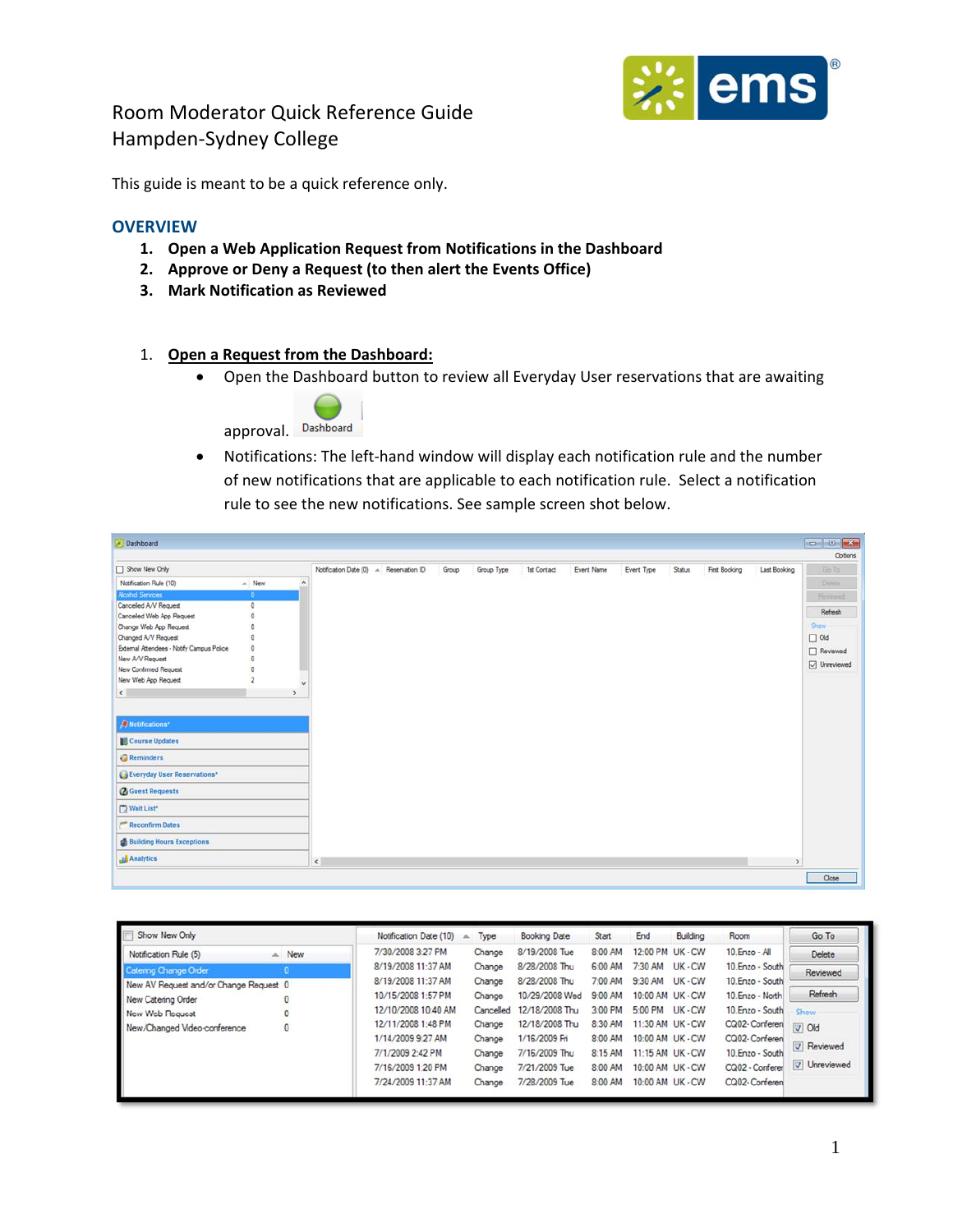Room Moderator Quick Reference Guide
Hampden-Sydney College

This guide is meant to be a quick reference only.

## OVERVIEW

1. **Open a Web Application Request from Notifications in the Dashboard**
2. **Approve or Deny a Request (to then alert the Events Office)**
3. **Mark Notification as Reviewed**

1. **Open a Request from the Dashboard:**
   - Open the Dashboard button to review all Everyday User reservations that are awaiting approval.
   - Notifications: The left-hand window will display each notification rule and the number of new notifications that are applicable to each notification rule. Select a notification rule to see the new notifications. See sample screen shot below.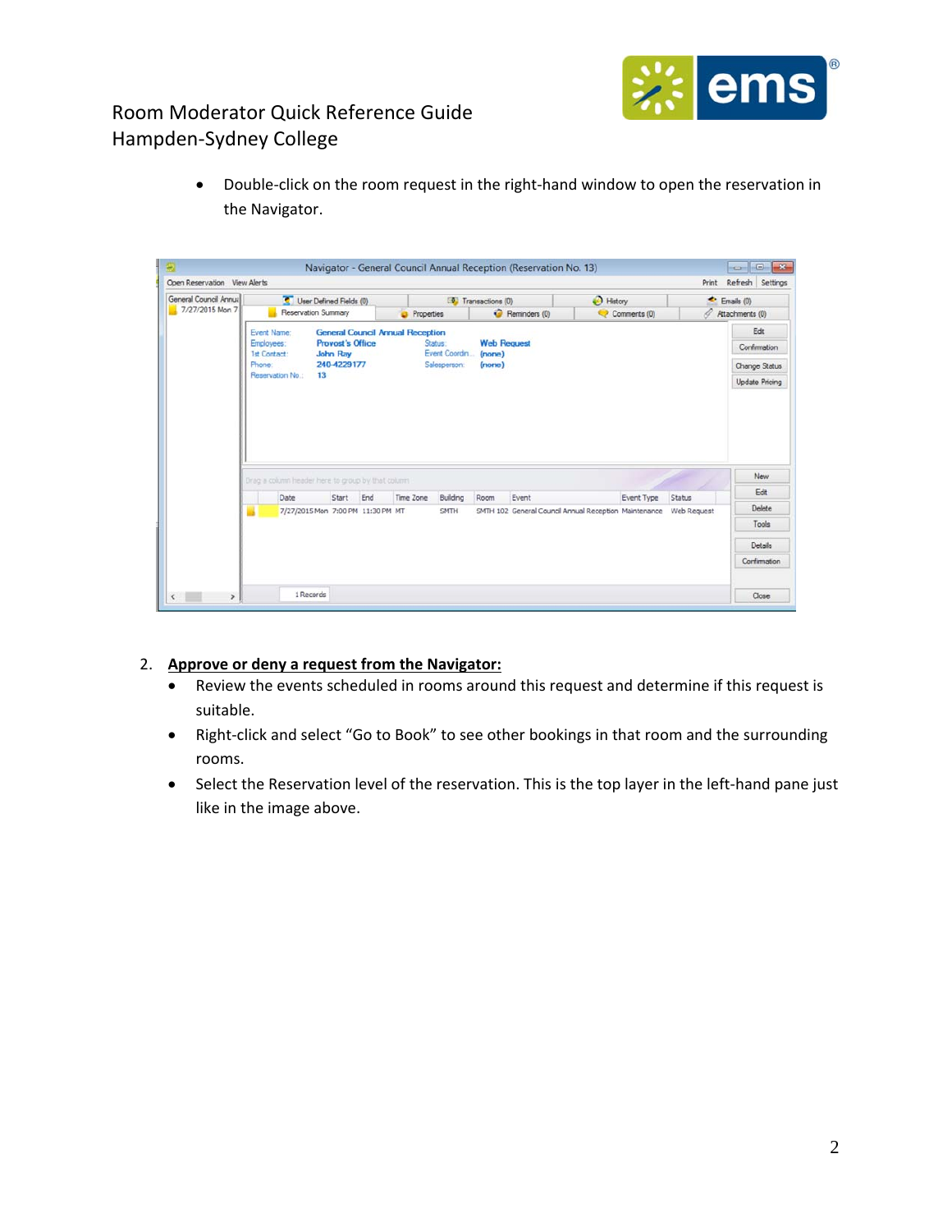- Double-click on the room request in the right-hand window to open the reservation in the Navigator.

2. **Approve or deny a request from the Navigator:**
   - Review the events scheduled in rooms around this request and determine if this request is suitable.
   - Right-click and select "Go to Book" to see other bookings in that room and the surrounding rooms.
   - Select the Reservation level of the reservation. This is the top layer in the left-hand pane just like in the image above.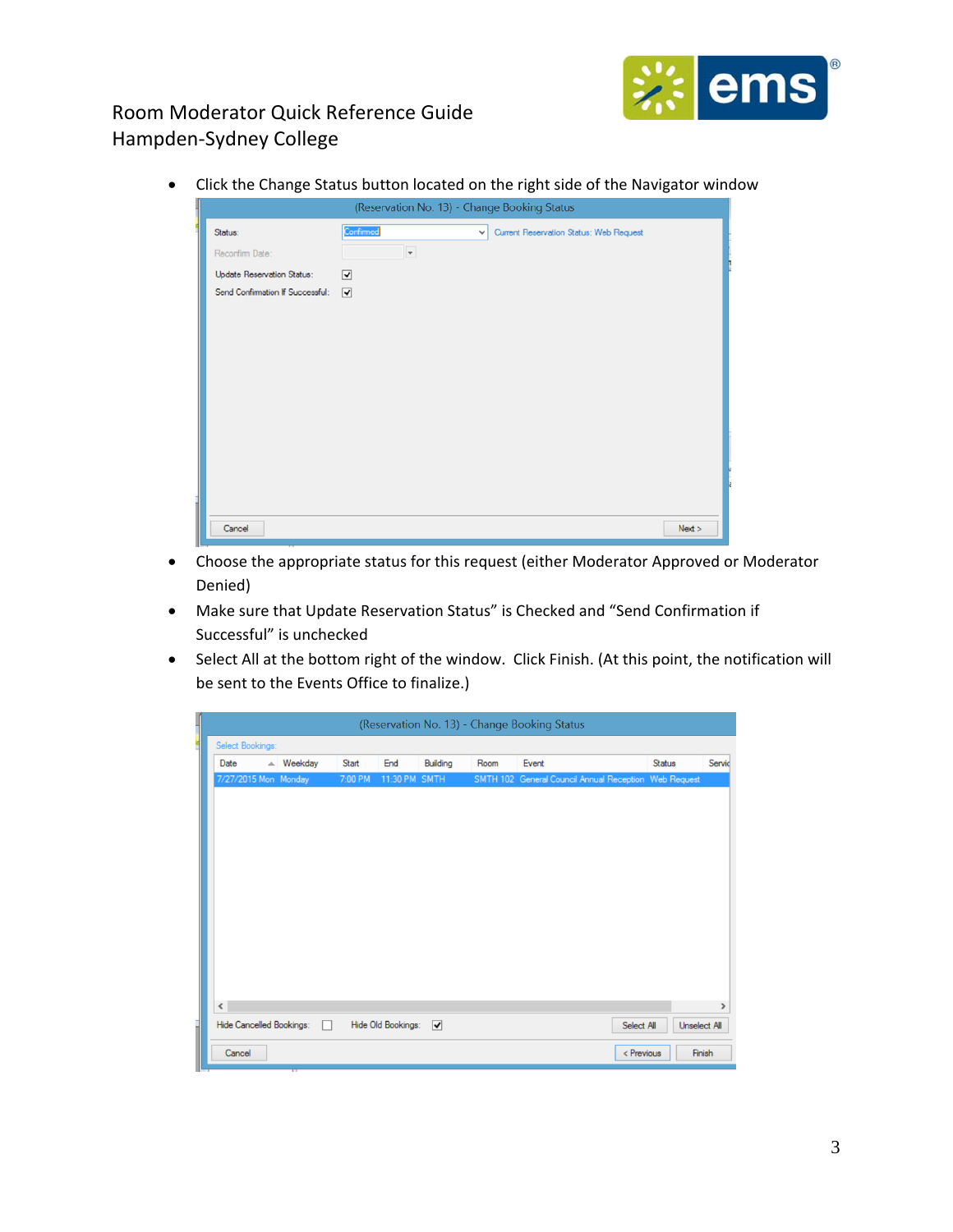- Click the Change Status button located on the right side of the Navigator window
- Choose the appropriate status for this request (either Moderator Approved or Moderator Denied)
- Make sure that Update Reservation Status" is Checked and "Send Confirmation if Successful" is unchecked
- Select All at the bottom right of the window. Click Finish. (At this point, the notification will be sent to the Events Office to finalize.)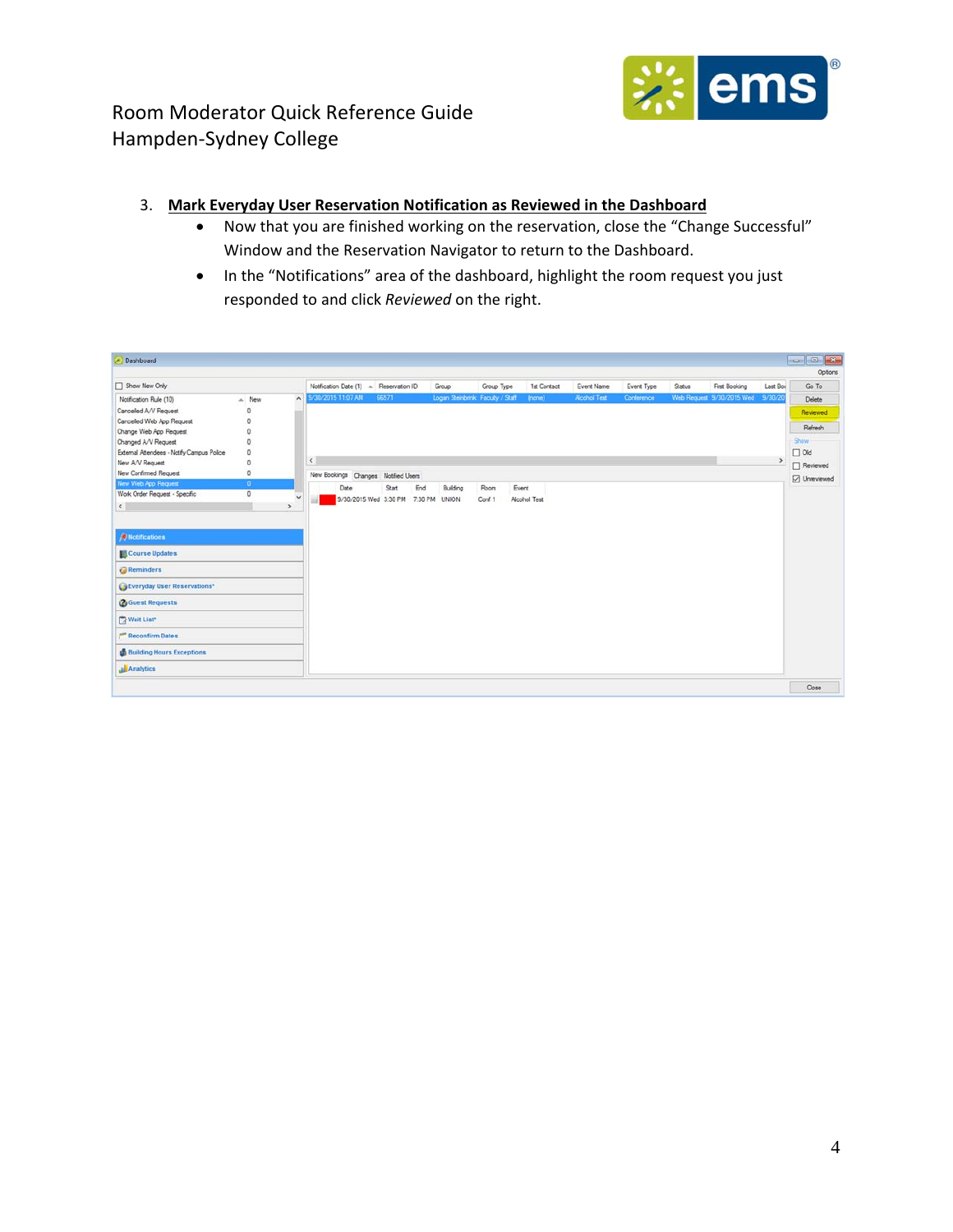3. **Mark Everyday User Reservation Notification as Reviewed in the Dashboard**
   - Now that you are finished working on the reservation, close the "Change Successful" Window and the Reservation Navigator to return to the Dashboard.
   - In the "Notifications" area of the dashboard, highlight the room request you just responded to and click *Reviewed* on the right.